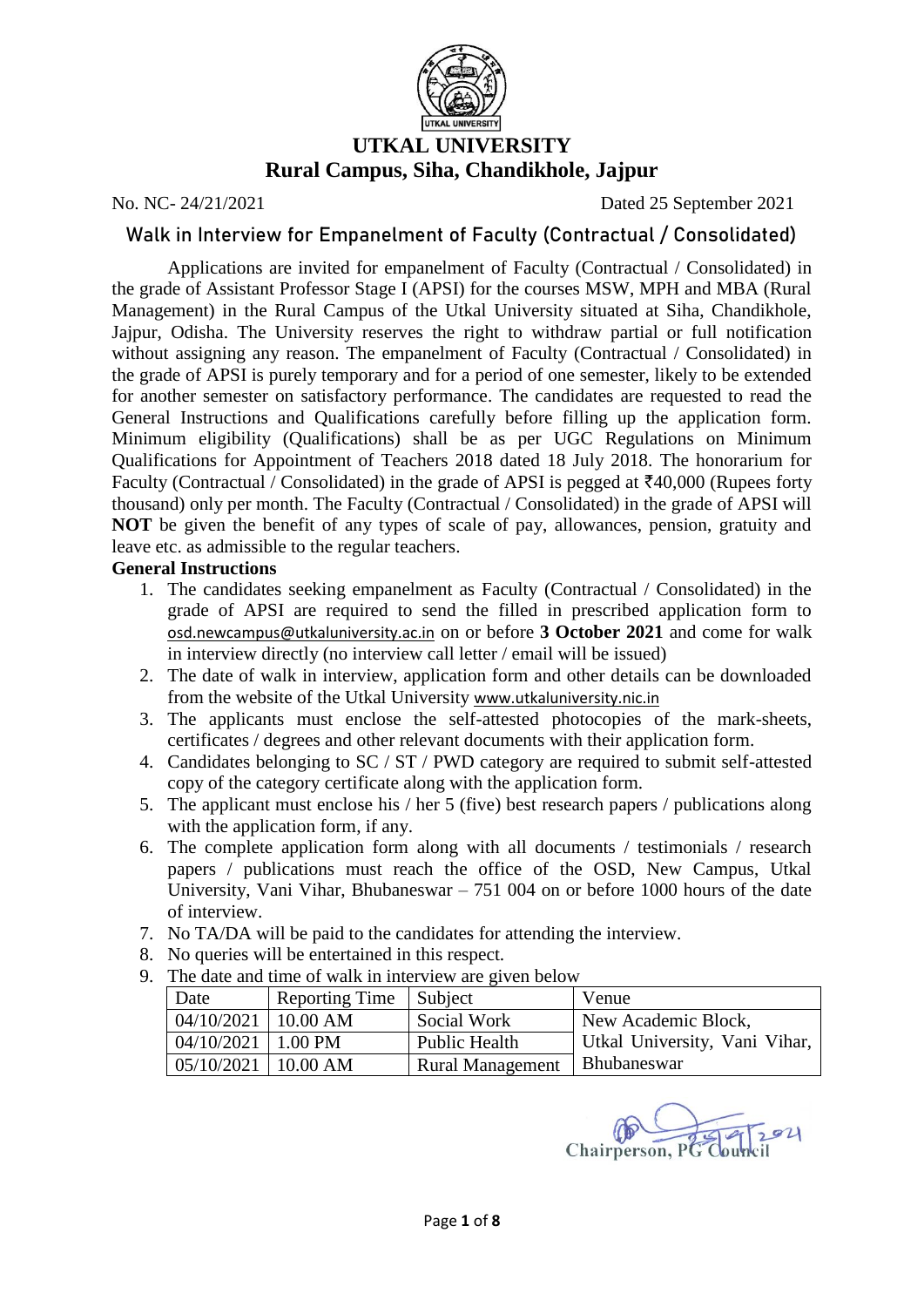# UTKAL UNIVERSITY

## Rural Campus, Siha, Chandikhole, Jajpur

No. NC- 24/21/2021 Dated 25 September 2021

### Walk in Interview for Empanelment of Faculty (Contractual / Consolidated)

Applications are invited for empanelment of Faculty (Contractual / Consolidated) in the grade of Assistant Professor Stage I (APSI) for the courses MSW, MPH and MBA (Rural Management) in the Rural Campus of the Utkal University situated at Siha, Chandikhole, Jajpur, Odisha. The University reserves the right to withdraw partial or full notification without assigning any reason. The empanelment of Faculty (Contractual / Consolidated) in the grade of APSI is purely temporary and for a period of one semester, likely to be extended for another semester on satisfactory performance. The candidates are requested to read the General Instructions and Qualifications carefully before filling up the application form. Minimum eligibility (Qualifications) shall be as per UGC Regulations on Minimum Qualifications for Appointment of Teachers 2018 dated 18 July 2018. The honorarium for Faculty (Contractual / Consolidated) in the grade of APSI is pegged at ₹40,000 (Rupees forty thousand) only per month. The Faculty (Contractual / Consolidated) in the grade of APSI will **NOT** be given the benefit of any types of scale of pay, allowances, pension, gratuity and leave etc. as admissible to the regular teachers.

**General Instructions**

1. The candidates seeking empanelment as Faculty (Contractual / Consolidated) in the grade of APSI are required to send the filled in prescribed application form to osd.newcampus@utkaluniversity.ac.in on or before **3 October 2021** and come for walk in interview directly (no interview call letter / email will be issued)
2. The date of walk in interview, application form and other details can be downloaded from the website of the Utkal University www.utkaluniversity.nic.in
3. The applicants must enclose the self-attested photocopies of the mark-sheets, certificates / degrees and other relevant documents with their application form.
4. Candidates belonging to SC / ST / PWD category are required to submit self-attested copy of the category certificate along with the application form.
5. The applicant must enclose his / her 5 (five) best research papers / publications along with the application form, if any.
6. The complete application form along with all documents / testimonials / research papers / publications must reach the office of the OSD, New Campus, Utkal University, Vani Vihar, Bhubaneswar – 751 004 on or before 1000 hours of the date of interview.
7. No TA/DA will be paid to the candidates for attending the interview.
8. No queries will be entertained in this respect.
9. The date and time of walk in interview are given below

| Date | Reporting Time | Subject | Venue |
|---|---|---|---|
| 04/10/2021 | 10.00 AM | Social Work | New Academic Block, Utkal University, Vani Vihar, Bhubaneswar |
| 04/10/2021 | 1.00 PM | Public Health | |
| 05/10/2021 | 10.00 AM | Rural Management | |

Chairperson, PG Council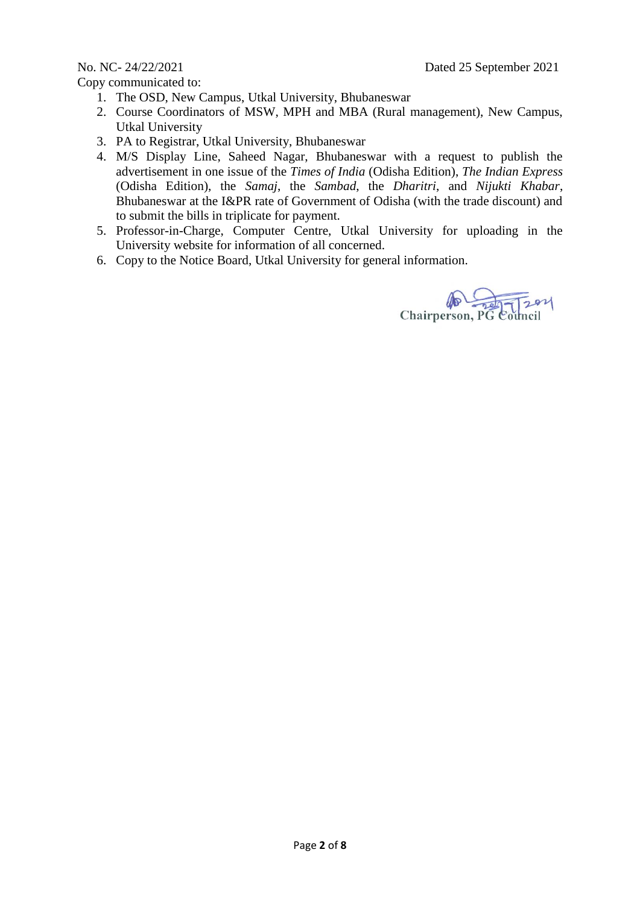No. NC- 24/22/2021 Dated 25 September 2021

Copy communicated to:

1. The OSD, New Campus, Utkal University, Bhubaneswar
2. Course Coordinators of MSW, MPH and MBA (Rural management), New Campus, Utkal University
3. PA to Registrar, Utkal University, Bhubaneswar
4. M/S Display Line, Saheed Nagar, Bhubaneswar with a request to publish the advertisement in one issue of the *Times of India* (Odisha Edition), *The Indian Express* (Odisha Edition), the *Samaj*, the *Sambad*, the *Dharitri*, and *Nijukti Khabar*, Bhubaneswar at the I&PR rate of Government of Odisha (with the trade discount) and to submit the bills in triplicate for payment.
5. Professor-in-Charge, Computer Centre, Utkal University for uploading in the University website for information of all concerned.
6. Copy to the Notice Board, Utkal University for general information.

Chairperson, PG Council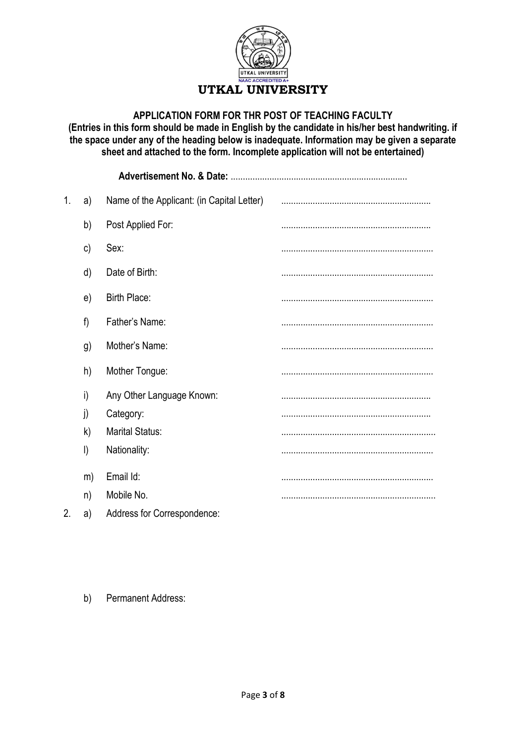# UTKAL UNIVERSITY

## APPLICATION FORM FOR THR POST OF TEACHING FACULTY

**(Entries in this form should be made in English by the candidate in his/her best handwriting. if the space under any of the heading below is inadequate. Information may be given a separate sheet and attached to the form. Incomplete application will not be entertained)**

**Advertisement No. & Date:** ........................................................................

1.
   a) Name of the Applicant: (in Capital Letter) .............................................................
   b) Post Applied For: .............................................................
   c) Sex: ..............................................................
   d) Date of Birth: ..............................................................
   e) Birth Place: ..............................................................
   f) Father's Name: ..............................................................
   g) Mother's Name: ..............................................................
   h) Mother Tongue: ..............................................................
   i) Any Other Language Known: .............................................................
   j) Category: .............................................................
   k) Marital Status: ...............................................................
   l) Nationality: ..............................................................
   m) Email Id: ..............................................................
   n) Mobile No. ...............................................................

2.
   a) Address for Correspondence:

   b) Permanent Address: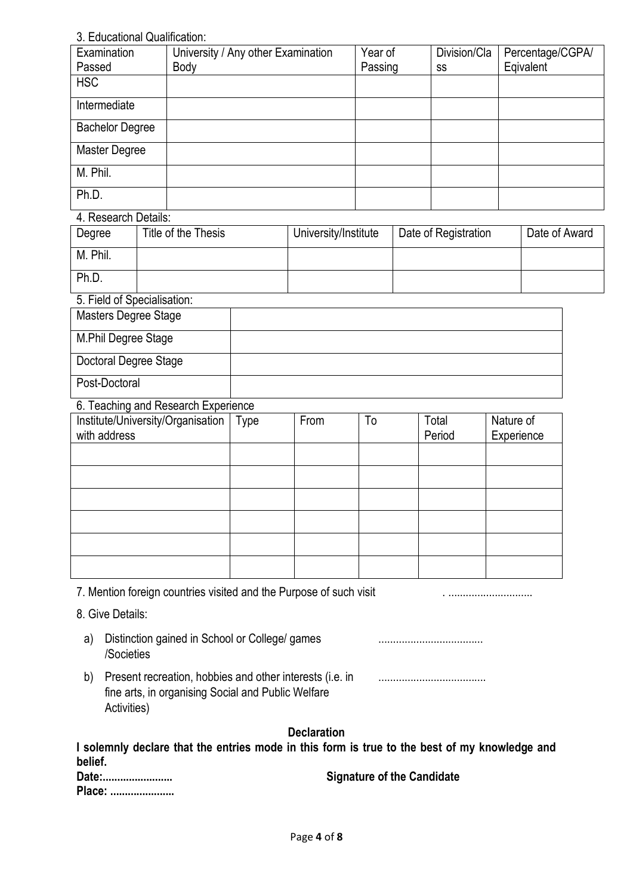3. Educational Qualification:

| Examination Passed | University / Any other Examination Body | Year of Passing | Division/Class | Percentage/CGPA/ Eqivalent |
|---|---|---|---|---|
| HSC | | | | |
| Intermediate | | | | |
| Bachelor Degree | | | | |
| Master Degree | | | | |
| M. Phil. | | | | |
| Ph.D. | | | | |

4. Research Details:

| Degree | Title of the Thesis | University/Institute | Date of Registration | Date of Award |
|---|---|---|---|---|
| M. Phil. | | | | |
| Ph.D. | | | | |

5. Field of Specialisation:

| | |
|---|---|
| Masters Degree Stage | |
| M.Phil Degree Stage | |
| Doctoral Degree Stage | |
| Post-Doctoral | |

6. Teaching and Research Experience

| Institute/University/Organisation with address | Type | From | To | Total Period | Nature of Experience |
|---|---|---|---|---|---|
| | | | | | |
| | | | | | |
| | | | | | |
| | | | | | |
| | | | | | |
| | | | | | |

7. Mention foreign countries visited and the Purpose of such visit . ............................

8. Give Details:

a) Distinction gained in School or College/ games /Societies ...................................

b) Present recreation, hobbies and other interests (i.e. in fine arts, in organising Social and Public Welfare Activities) ....................................

**Declaration**

**I solemnly declare that the entries mode in this form is true to the best of my knowledge and belief.**

**Date:........................** **Signature of the Candidate**

**Place: ......................**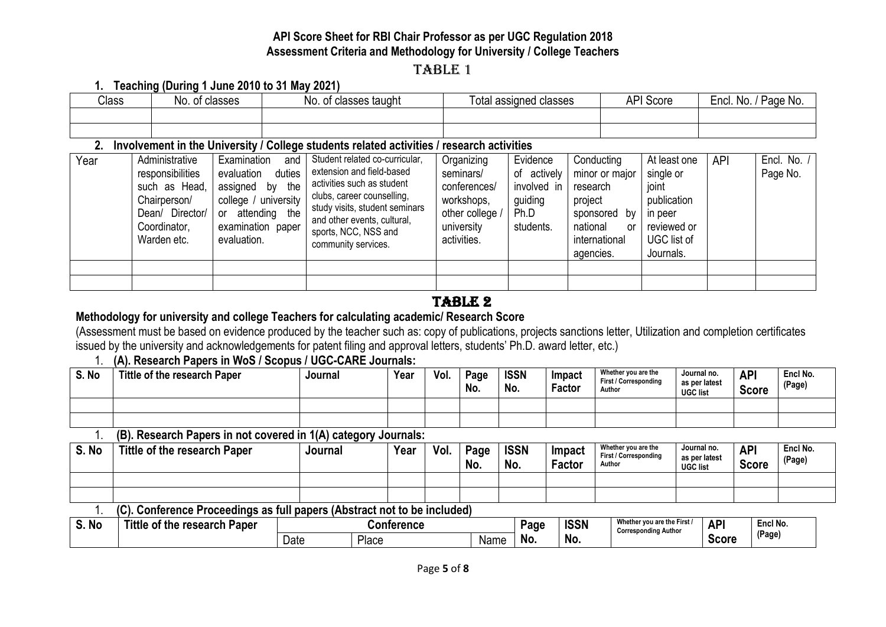**API Score Sheet for RBI Chair Professor as per UGC Regulation 2018**
**Assessment Criteria and Methodology for University / College Teachers**

# TABLE 1

**1. Teaching (During 1 June 2010 to 31 May 2021)**

| Class | No. of classes | No. of classes taught | Total assigned classes | API Score | Encl. No. / Page No. |
|---|---|---|---|---|---|
| | | | | | |
| | | | | | |

**2. Involvement in the University / College students related activities / research activities**

| Year | Administrative responsibilities such as Head, Chairperson/ Dean/ Director/ Coordinator, Warden etc. | Examination and evaluation duties assigned by the college / university or attending the examination paper evaluation. | Student related co-curricular, extension and field-based activities such as student clubs, career counselling, study visits, student seminars and other events, cultural, sports, NCC, NSS and community services. | Organizing seminars/ conferences/ workshops, other college / university activities. | Evidence of actively involved in guiding Ph.D students. | Conducting minor or major research project sponsored by national or international agencies. | At least one single or joint publication in peer reviewed or UGC list of Journals. | API | Encl. No. / Page No. |
|---|---|---|---|---|---|---|---|---|---|
| | | | | | | | | | |
| | | | | | | | | | |

# TABLE 2

**Methodology for university and college Teachers for calculating academic/ Research Score**

(Assessment must be based on evidence produced by the teacher such as: copy of publications, projects sanctions letter, Utilization and completion certificates issued by the university and acknowledgements for patent filing and approval letters, students' Ph.D. award letter, etc.)

1. **(A). Research Papers in WoS / Scopus / UGC-CARE Journals:**

| S. No | Tittle of the research Paper | Journal | Year | Vol. | Page No. | ISSN No. | Impact Factor | Whether you are the First / Corresponding Author | Journal no. as per latest UGC list | API Score | Encl No. (Page) |
|---|---|---|---|---|---|---|---|---|---|---|---|
| | | | | | | | | | | | |
| | | | | | | | | | | | |

1. **(B). Research Papers in not covered in 1(A) category Journals:**

| S. No | Tittle of the research Paper | Journal | Year | Vol. | Page No. | ISSN No. | Impact Factor | Whether you are the First / Corresponding Author | Journal no. as per latest UGC list | API Score | Encl No. (Page) |
|---|---|---|---|---|---|---|---|---|---|---|---|
| | | | | | | | | | | | |
| | | | | | | | | | | | |

1. **(C). Conference Proceedings as full papers (Abstract not to be included)**

| S. No | Tittle of the research Paper | Conference | | | Page No. | ISSN No. | Whether you are the First / Corresponding Author | API Score | Encl No. (Page) |
|---|---|---|---|---|---|---|---|---|---|
| | | Date | Place | Name | | | | | |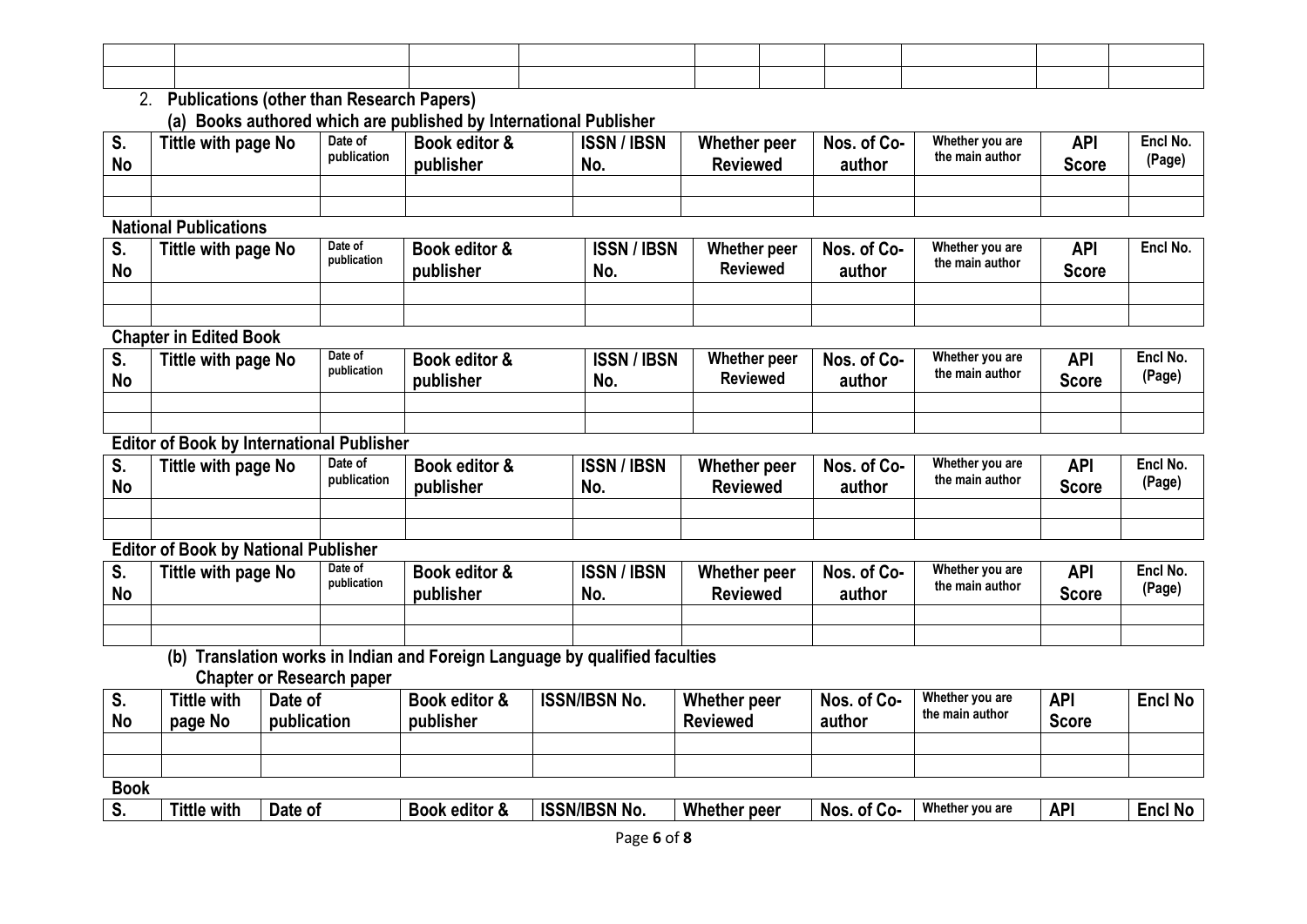| | | | | | | | | | |
|---|---|---|---|---|---|---|---|---|---|
| | | | | | | | | | |
| | | | | | | | | | |

2. **Publications (other than Research Papers)**

**(a) Books authored which are published by International Publisher**

| S. No | Tittle with page No | Date of publication | Book editor & publisher | ISSN / IBSN No. | Whether peer Reviewed | Nos. of Co-author | Whether you are the main author | API Score | Encl No. (Page) |
|---|---|---|---|---|---|---|---|---|---|
| | | | | | | | | | |
| | | | | | | | | | |

**National Publications**

| S. No | Tittle with page No | Date of publication | Book editor & publisher | ISSN / IBSN No. | Whether peer Reviewed | Nos. of Co-author | Whether you are the main author | API Score | Encl No. |
|---|---|---|---|---|---|---|---|---|---|
| | | | | | | | | | |
| | | | | | | | | | |

**Chapter in Edited Book**

| S. No | Tittle with page No | Date of publication | Book editor & publisher | ISSN / IBSN No. | Whether peer Reviewed | Nos. of Co-author | Whether you are the main author | API Score | Encl No. (Page) |
|---|---|---|---|---|---|---|---|---|---|
| | | | | | | | | | |
| | | | | | | | | | |

**Editor of Book by International Publisher**

| S. No | Tittle with page No | Date of publication | Book editor & publisher | ISSN / IBSN No. | Whether peer Reviewed | Nos. of Co-author | Whether you are the main author | API Score | Encl No. (Page) |
|---|---|---|---|---|---|---|---|---|---|
| | | | | | | | | | |
| | | | | | | | | | |

**Editor of Book by National Publisher**

| S. No | Tittle with page No | Date of publication | Book editor & publisher | ISSN / IBSN No. | Whether peer Reviewed | Nos. of Co-author | Whether you are the main author | API Score | Encl No. (Page) |
|---|---|---|---|---|---|---|---|---|---|
| | | | | | | | | | |
| | | | | | | | | | |

**(b) Translation works in Indian and Foreign Language by qualified faculties**

**Chapter or Research paper**

| S. No | Tittle with page No | Date of publication | Book editor & publisher | ISSN/IBSN No. | Whether peer Reviewed | Nos. of Co-author | Whether you are the main author | API Score | Encl No |
|---|---|---|---|---|---|---|---|---|---|
| | | | | | | | | | |
| | | | | | | | | | |

**Book**

| S. | Tittle with | Date of | Book editor & | ISSN/IBSN No. | Whether peer | Nos. of Co- | Whether you are | API | Encl No |
|---|---|---|---|---|---|---|---|---|---|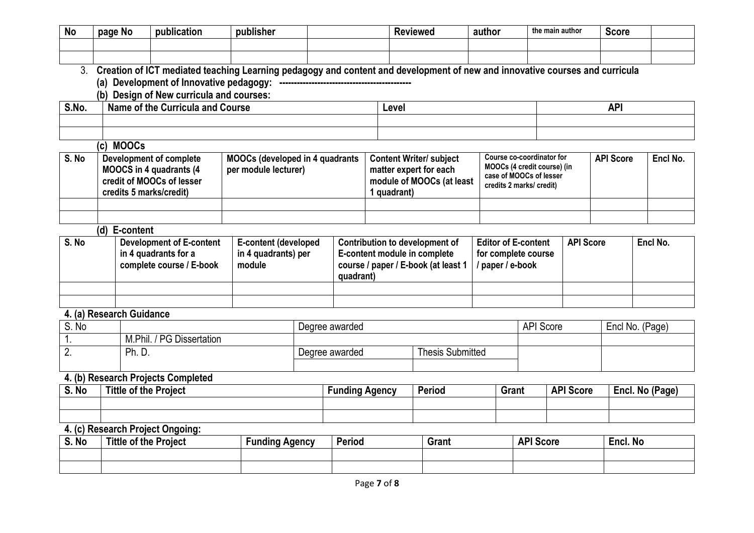| No | page No | publication | publisher | | Reviewed | author | the main author | Score | |
|---|---|---|---|---|---|---|---|---|---|
| | | | | | | | | | |
| | | | | | | | | | |

3. **Creation of ICT mediated teaching Learning pedagogy and content and development of new and innovative courses and curricula**

**(a) Development of Innovative pedagogy: ----------------------------------------------**

**(b) Design of New curricula and courses:**

| S.No. | Name of the Curricula and Course | Level | API |
|---|---|---|---|
| | | | |
| | | | |

**(c) MOOCs**

| S. No | Development of complete MOOCS in 4 quadrants (4 credit of MOOCs of lesser credits 5 marks/credit) | MOOCs (developed in 4 quadrants per module lecturer) | Content Writer/ subject matter expert for each module of MOOCs (at least 1 quadrant) | Course co-coordinator for MOOCs (4 credit course) (in case of MOOCs of lesser credits 2 marks/ credit) | API Score | Encl No. |
|---|---|---|---|---|---|---|
| | | | | | | |
| | | | | | | |

**(d) E-content**

| S. No | Development of E-content in 4 quadrants for a complete course / E-book | E-content (developed in 4 quadrants) per module | Contribution to development of E-content module in complete course / paper / E-book (at least 1 quadrant) | Editor of E-content for complete course / paper / e-book | API Score | Encl No. |
|---|---|---|---|---|---|---|
| | | | | | | |
| | | | | | | |

**4. (a) Research Guidance**

| S. No | | Degree awarded | | API Score | Encl No. (Page) |
|---|---|---|---|---|---|
| 1. | M.Phil. / PG Dissertation | | | | |
| 2. | Ph. D. | Degree awarded | Thesis Submitted | | |
| | | | | | |

**4. (b) Research Projects Completed**

| S. No | Tittle of the Project | Funding Agency | Period | Grant | API Score | Encl. No (Page) |
|---|---|---|---|---|---|---|
| | | | | | | |
| | | | | | | |

**4. (c) Research Project Ongoing:**

| S. No | Tittle of the Project | Funding Agency | Period | Grant | API Score | Encl. No |
|---|---|---|---|---|---|---|
| | | | | | | |
| | | | | | | |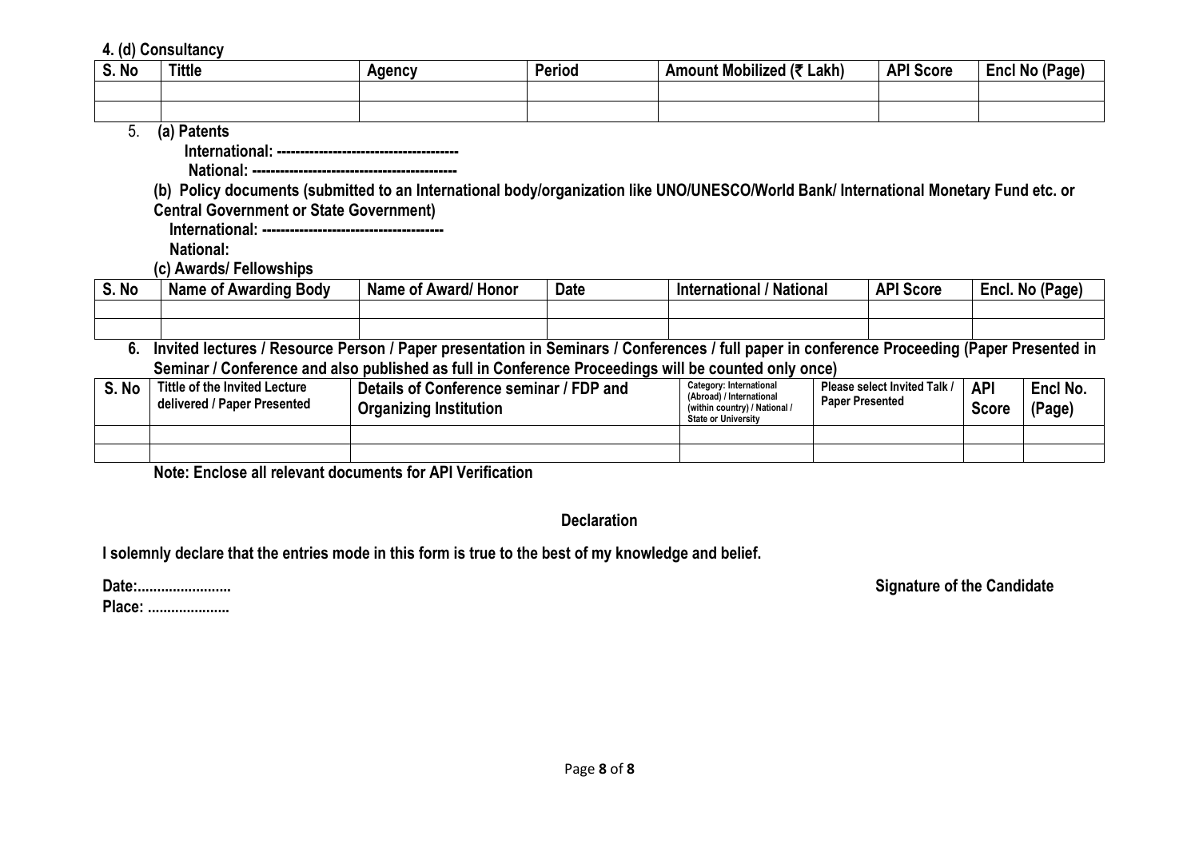**4. (d) Consultancy**

| S. No | Tittle | Agency | Period | Amount Mobilized (₹ Lakh) | API Score | Encl No (Page) |
|---|---|---|---|---|---|---|
| | | | | | | |
| | | | | | | |

5. **(a) Patents**

**International: ---------------------------------------**

**National: -------------------------------------------**

**(b) Policy documents (submitted to an International body/organization like UNO/UNESCO/World Bank/ International Monetary Fund etc. or Central Government or State Government)**

**International: --------------------------------------**

**National:**

**(c) Awards/ Fellowships**

| S. No | Name of Awarding Body | Name of Award/ Honor | Date | International / National | API Score | Encl. No (Page) |
|---|---|---|---|---|---|---|
| | | | | | | |
| | | | | | | |

**6. Invited lectures / Resource Person / Paper presentation in Seminars / Conferences / full paper in conference Proceeding (Paper Presented in Seminar / Conference and also published as full in Conference Proceedings will be counted only once)**

| S. No | Tittle of the Invited Lecture delivered / Paper Presented | Details of Conference seminar / FDP and Organizing Institution | Category: International (Abroad) / International (within country) / National / State or University | Please select Invited Talk / Paper Presented | API Score | Encl No. (Page) |
|---|---|---|---|---|---|---|
| | | | | | | |
| | | | | | | |

**Note: Enclose all relevant documents for API Verification**

**Declaration**

**I solemnly declare that the entries mode in this form is true to the best of my knowledge and belief.**

**Date:........................**

**Place: .....................**

**Signature of the Candidate**